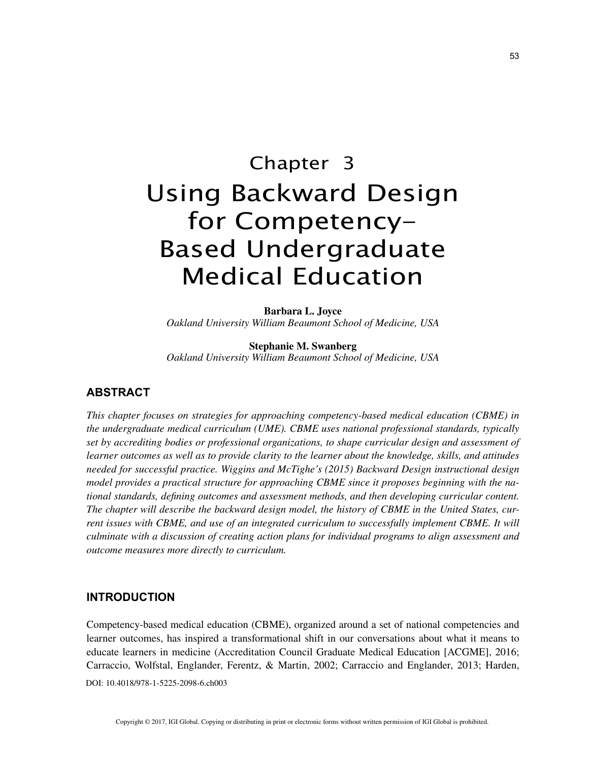# Chapter 3

# Using Backward Design for Competency-Based Undergraduate Medical Education

**Barbara L. Joyce**
*Oakland University William Beaumont School of Medicine, USA*

**Stephanie M. Swanberg**
*Oakland University William Beaumont School of Medicine, USA*

## ABSTRACT

*This chapter focuses on strategies for approaching competency-based medical education (CBME) in the undergraduate medical curriculum (UME). CBME uses national professional standards, typically set by accrediting bodies or professional organizations, to shape curricular design and assessment of learner outcomes as well as to provide clarity to the learner about the knowledge, skills, and attitudes needed for successful practice. Wiggins and McTighe's (2015) Backward Design instructional design model provides a practical structure for approaching CBME since it proposes beginning with the national standards, defining outcomes and assessment methods, and then developing curricular content. The chapter will describe the backward design model, the history of CBME in the United States, current issues with CBME, and use of an integrated curriculum to successfully implement CBME. It will culminate with a discussion of creating action plans for individual programs to align assessment and outcome measures more directly to curriculum.*

## INTRODUCTION

Competency-based medical education (CBME), organized around a set of national competencies and learner outcomes, has inspired a transformational shift in our conversations about what it means to educate learners in medicine (Accreditation Council Graduate Medical Education [ACGME], 2016; Carraccio, Wolfstal, Englander, Ferentz, & Martin, 2002; Carraccio and Englander, 2013; Harden,

DOI: 10.4018/978-1-5225-2098-6.ch003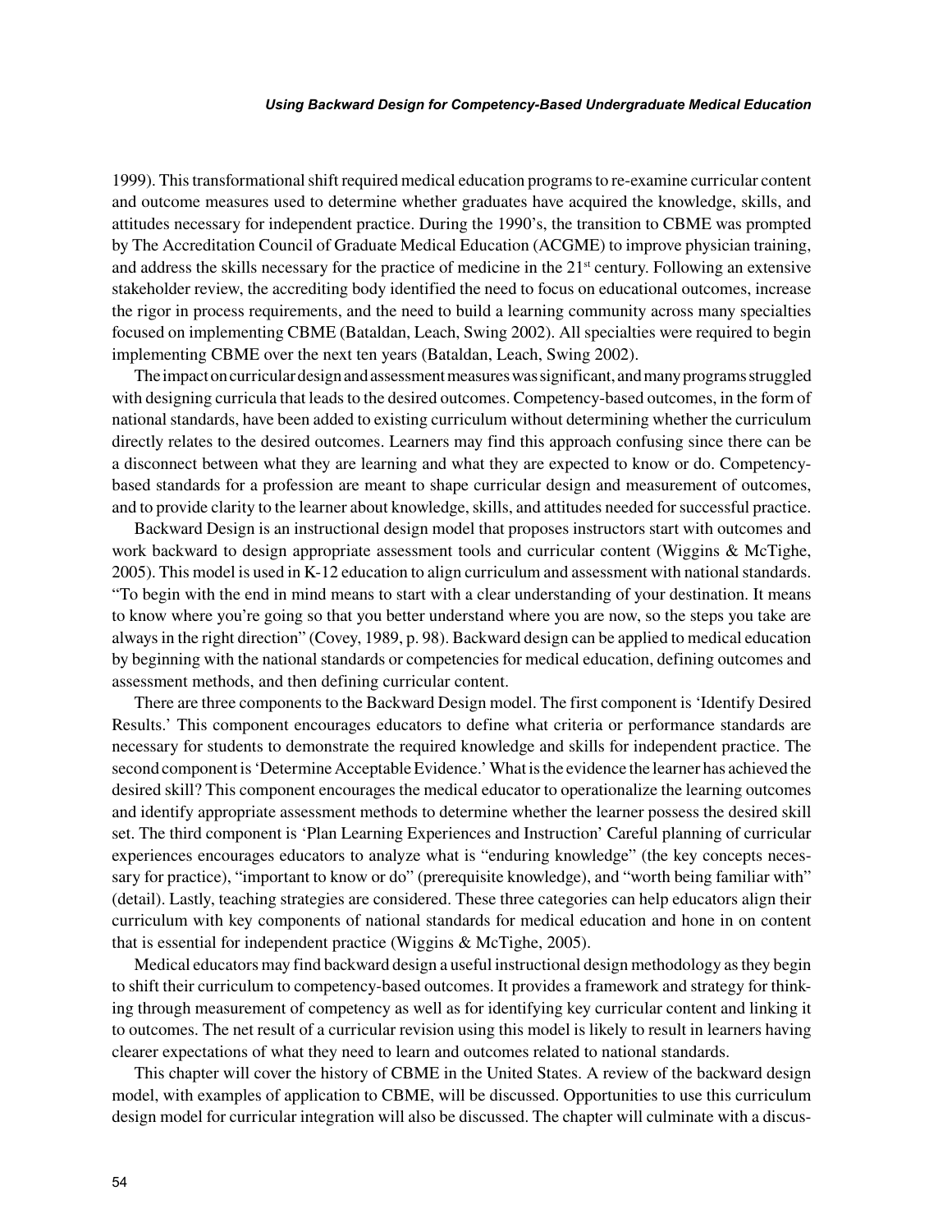1999). This transformational shift required medical education programs to re-examine curricular content and outcome measures used to determine whether graduates have acquired the knowledge, skills, and attitudes necessary for independent practice. During the 1990's, the transition to CBME was prompted by The Accreditation Council of Graduate Medical Education (ACGME) to improve physician training, and address the skills necessary for the practice of medicine in the 21st century. Following an extensive stakeholder review, the accrediting body identified the need to focus on educational outcomes, increase the rigor in process requirements, and the need to build a learning community across many specialties focused on implementing CBME (Bataldan, Leach, Swing 2002). All specialties were required to begin implementing CBME over the next ten years (Bataldan, Leach, Swing 2002).

The impact on curricular design and assessment measures was significant, and many programs struggled with designing curricula that leads to the desired outcomes. Competency-based outcomes, in the form of national standards, have been added to existing curriculum without determining whether the curriculum directly relates to the desired outcomes. Learners may find this approach confusing since there can be a disconnect between what they are learning and what they are expected to know or do. Competency-based standards for a profession are meant to shape curricular design and measurement of outcomes, and to provide clarity to the learner about knowledge, skills, and attitudes needed for successful practice.

Backward Design is an instructional design model that proposes instructors start with outcomes and work backward to design appropriate assessment tools and curricular content (Wiggins & McTighe, 2005). This model is used in K-12 education to align curriculum and assessment with national standards. "To begin with the end in mind means to start with a clear understanding of your destination. It means to know where you're going so that you better understand where you are now, so the steps you take are always in the right direction" (Covey, 1989, p. 98). Backward design can be applied to medical education by beginning with the national standards or competencies for medical education, defining outcomes and assessment methods, and then defining curricular content.

There are three components to the Backward Design model. The first component is 'Identify Desired Results.' This component encourages educators to define what criteria or performance standards are necessary for students to demonstrate the required knowledge and skills for independent practice. The second component is 'Determine Acceptable Evidence.' What is the evidence the learner has achieved the desired skill? This component encourages the medical educator to operationalize the learning outcomes and identify appropriate assessment methods to determine whether the learner possess the desired skill set. The third component is 'Plan Learning Experiences and Instruction' Careful planning of curricular experiences encourages educators to analyze what is "enduring knowledge" (the key concepts necessary for practice), "important to know or do" (prerequisite knowledge), and "worth being familiar with" (detail). Lastly, teaching strategies are considered. These three categories can help educators align their curriculum with key components of national standards for medical education and hone in on content that is essential for independent practice (Wiggins & McTighe, 2005).

Medical educators may find backward design a useful instructional design methodology as they begin to shift their curriculum to competency-based outcomes. It provides a framework and strategy for thinking through measurement of competency as well as for identifying key curricular content and linking it to outcomes. The net result of a curricular revision using this model is likely to result in learners having clearer expectations of what they need to learn and outcomes related to national standards.

This chapter will cover the history of CBME in the United States. A review of the backward design model, with examples of application to CBME, will be discussed. Opportunities to use this curriculum design model for curricular integration will also be discussed. The chapter will culminate with a discus-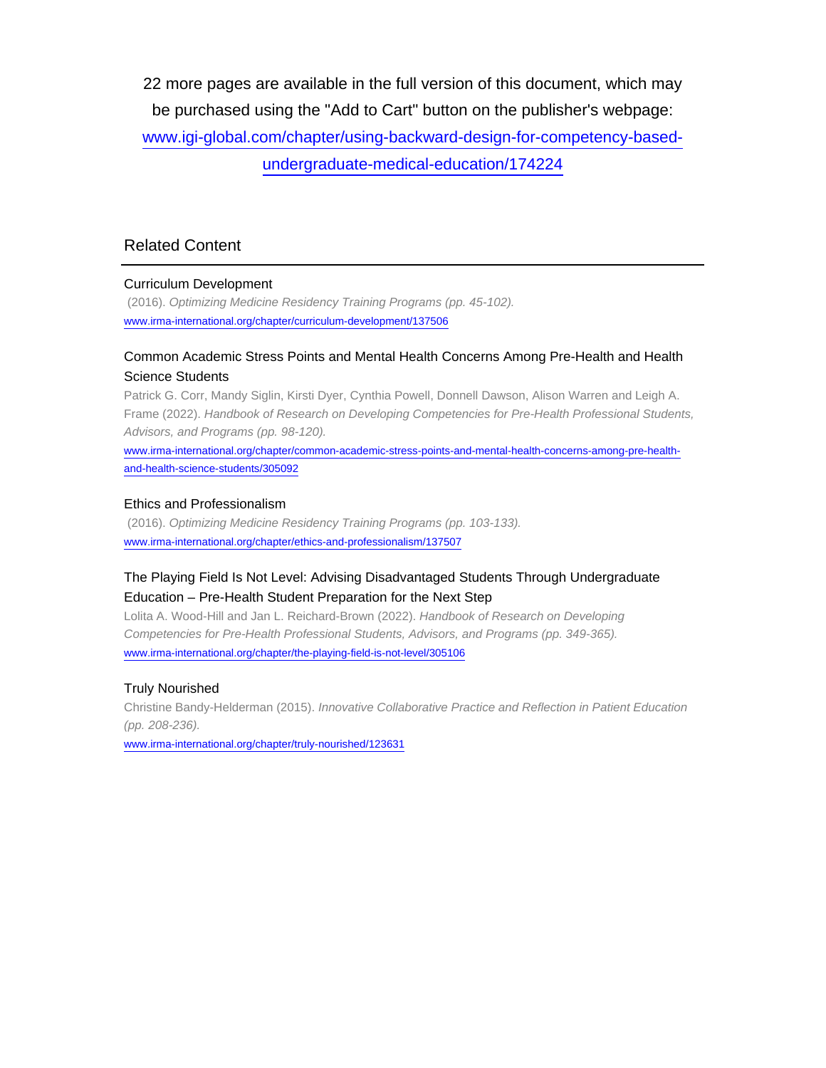22 more pages are available in the full version of this document, which may be purchased using the "Add to Cart" button on the publisher's webpage: www.igi-global.com/chapter/using-backward-design-for-competency-based-undergraduate-medical-education/174224

## Related Content

### Curriculum Development

(2016). *Optimizing Medicine Residency Training Programs (pp. 45-102).*

www.irma-international.org/chapter/curriculum-development/137506

### Common Academic Stress Points and Mental Health Concerns Among Pre-Health and Health Science Students

Patrick G. Corr, Mandy Siglin, Kirsti Dyer, Cynthia Powell, Donnell Dawson, Alison Warren and Leigh A. Frame (2022). *Handbook of Research on Developing Competencies for Pre-Health Professional Students, Advisors, and Programs (pp. 98-120).*

www.irma-international.org/chapter/common-academic-stress-points-and-mental-health-concerns-among-pre-health-and-health-science-students/305092

### Ethics and Professionalism

(2016). *Optimizing Medicine Residency Training Programs (pp. 103-133).*

www.irma-international.org/chapter/ethics-and-professionalism/137507

### The Playing Field Is Not Level: Advising Disadvantaged Students Through Undergraduate Education – Pre-Health Student Preparation for the Next Step

Lolita A. Wood-Hill and Jan L. Reichard-Brown (2022). *Handbook of Research on Developing Competencies for Pre-Health Professional Students, Advisors, and Programs (pp. 349-365).*

www.irma-international.org/chapter/the-playing-field-is-not-level/305106

### Truly Nourished

Christine Bandy-Helderman (2015). *Innovative Collaborative Practice and Reflection in Patient Education (pp. 208-236).*

www.irma-international.org/chapter/truly-nourished/123631